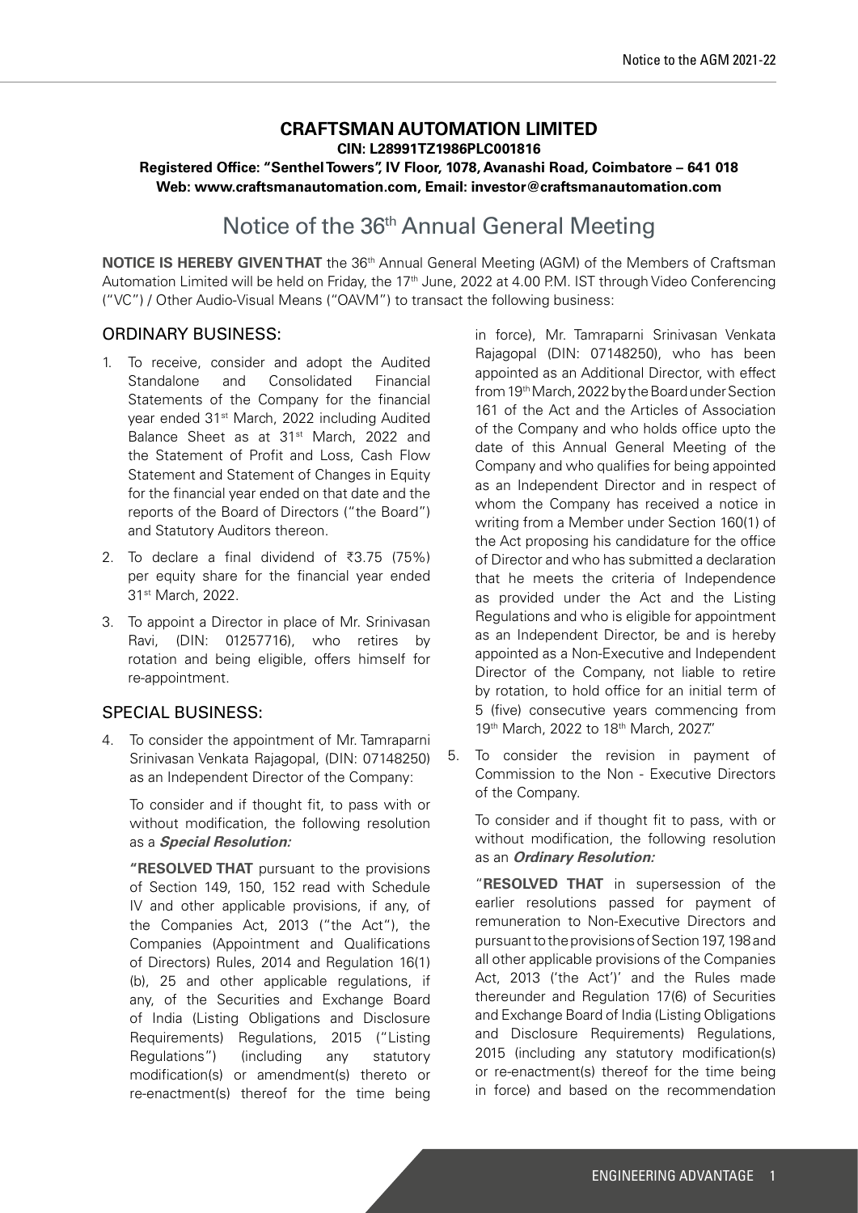# CRAFTSMAN AUTOMATION LIMITED

**CIN: L28991TZ1986PLC001816**

**Registered Office: "Senthel Towers", IV Floor, 1078, Avanashi Road, Coimbatore – 641 018**

**Web: www.craftsmanautomation.com, Email: investor@craftsmanautomation.com**

## Notice of the 36th Annual General Meeting

**NOTICE IS HEREBY GIVEN THAT** the 36th Annual General Meeting (AGM) of the Members of Craftsman Automation Limited will be held on Friday, the 17th June, 2022 at 4.00 P.M. IST through Video Conferencing ("VC") / Other Audio-Visual Means ("OAVM") to transact the following business:

### ORDINARY BUSINESS:

1. To receive, consider and adopt the Audited Standalone and Consolidated Financial Statements of the Company for the financial year ended 31st March, 2022 including Audited Balance Sheet as at 31st March, 2022 and the Statement of Profit and Loss, Cash Flow Statement and Statement of Changes in Equity for the financial year ended on that date and the reports of the Board of Directors ("the Board") and Statutory Auditors thereon.

2. To declare a final dividend of ₹3.75 (75%) per equity share for the financial year ended 31st March, 2022.

3. To appoint a Director in place of Mr. Srinivasan Ravi, (DIN: 01257716), who retires by rotation and being eligible, offers himself for re-appointment.

### SPECIAL BUSINESS:

4. To consider the appointment of Mr. Tamraparni Srinivasan Venkata Rajagopal, (DIN: 07148250) as an Independent Director of the Company:

   To consider and if thought fit, to pass with or without modification, the following resolution as a ***Special Resolution:***

   **"RESOLVED THAT** pursuant to the provisions of Section 149, 150, 152 read with Schedule IV and other applicable provisions, if any, of the Companies Act, 2013 ("the Act"), the Companies (Appointment and Qualifications of Directors) Rules, 2014 and Regulation 16(1)(b), 25 and other applicable regulations, if any, of the Securities and Exchange Board of India (Listing Obligations and Disclosure Requirements) Regulations, 2015 ("Listing Regulations") (including any statutory modification(s) or amendment(s) thereto or re-enactment(s) thereof for the time being in force), Mr. Tamraparni Srinivasan Venkata Rajagopal (DIN: 07148250), who has been appointed as an Additional Director, with effect from 19th March, 2022 by the Board under Section 161 of the Act and the Articles of Association of the Company and who holds office upto the date of this Annual General Meeting of the Company and who qualifies for being appointed as an Independent Director and in respect of whom the Company has received a notice in writing from a Member under Section 160(1) of the Act proposing his candidature for the office of Director and who has submitted a declaration that he meets the criteria of Independence as provided under the Act and the Listing Regulations and who is eligible for appointment as an Independent Director, be and is hereby appointed as a Non-Executive and Independent Director of the Company, not liable to retire by rotation, to hold office for an initial term of 5 (five) consecutive years commencing from 19th March, 2022 to 18th March, 2027."

5. To consider the revision in payment of Commission to the Non - Executive Directors of the Company.

   To consider and if thought fit to pass, with or without modification, the following resolution as an ***Ordinary Resolution:***

   "**RESOLVED THAT** in supersession of the earlier resolutions passed for payment of remuneration to Non-Executive Directors and pursuant to the provisions of Section 197, 198 and all other applicable provisions of the Companies Act, 2013 ('the Act')' and the Rules made thereunder and Regulation 17(6) of Securities and Exchange Board of India (Listing Obligations and Disclosure Requirements) Regulations, 2015 (including any statutory modification(s) or re-enactment(s) thereof for the time being in force) and based on the recommendation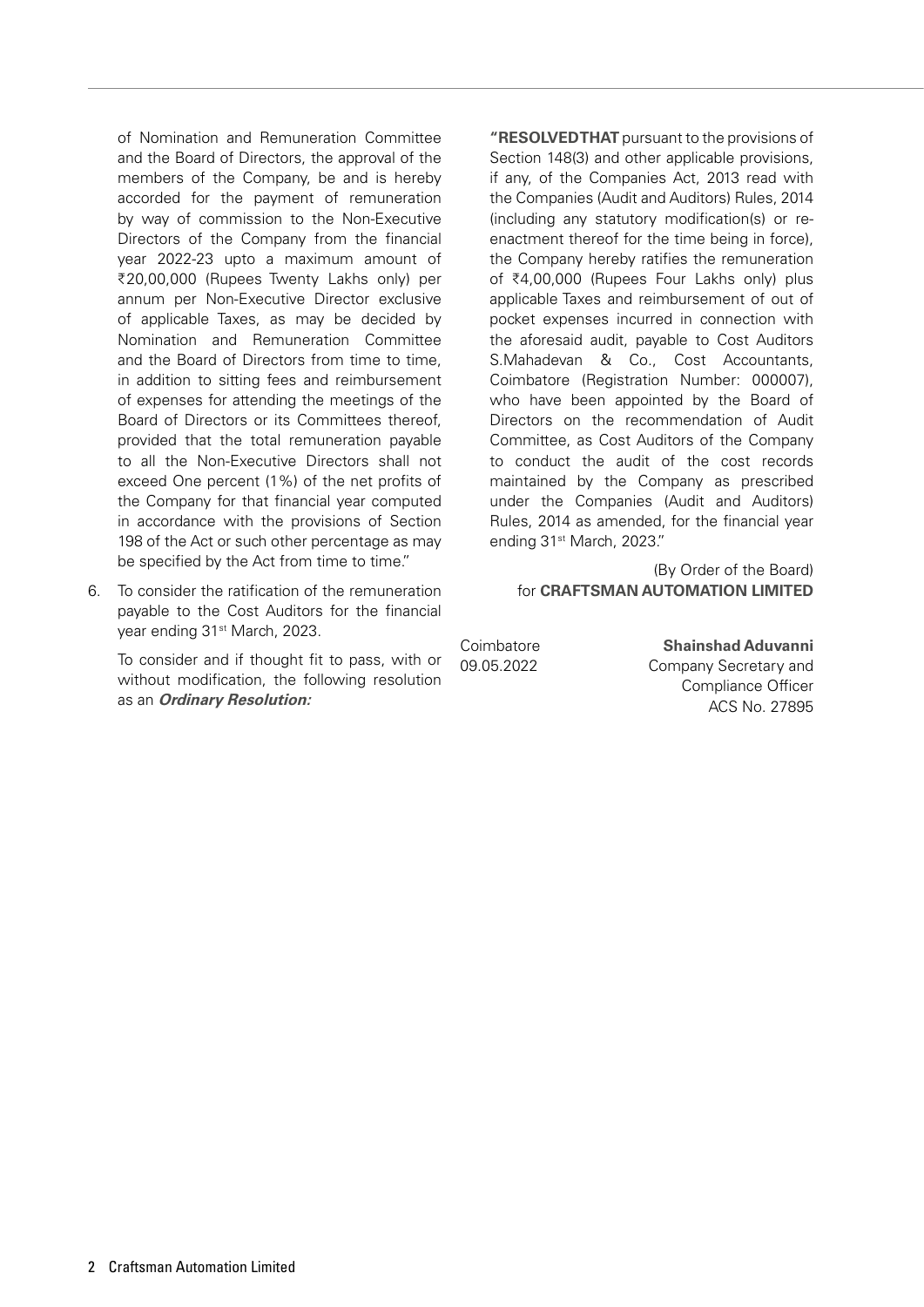of Nomination and Remuneration Committee and the Board of Directors, the approval of the members of the Company, be and is hereby accorded for the payment of remuneration by way of commission to the Non-Executive Directors of the Company from the financial year 2022-23 upto a maximum amount of ₹20,00,000 (Rupees Twenty Lakhs only) per annum per Non-Executive Director exclusive of applicable Taxes, as may be decided by Nomination and Remuneration Committee and the Board of Directors from time to time, in addition to sitting fees and reimbursement of expenses for attending the meetings of the Board of Directors or its Committees thereof, provided that the total remuneration payable to all the Non-Executive Directors shall not exceed One percent (1%) of the net profits of the Company for that financial year computed in accordance with the provisions of Section 198 of the Act or such other percentage as may be specified by the Act from time to time."

6. To consider the ratification of the remuneration payable to the Cost Auditors for the financial year ending 31st March, 2023.

   To consider and if thought fit to pass, with or without modification, the following resolution as an ***Ordinary Resolution:***

   **"RESOLVED THAT** pursuant to the provisions of Section 148(3) and other applicable provisions, if any, of the Companies Act, 2013 read with the Companies (Audit and Auditors) Rules, 2014 (including any statutory modification(s) or re-enactment thereof for the time being in force), the Company hereby ratifies the remuneration of ₹4,00,000 (Rupees Four Lakhs only) plus applicable Taxes and reimbursement of out of pocket expenses incurred in connection with the aforesaid audit, payable to Cost Auditors S.Mahadevan & Co., Cost Accountants, Coimbatore (Registration Number: 000007), who have been appointed by the Board of Directors on the recommendation of Audit Committee, as Cost Auditors of the Company to conduct the audit of the cost records maintained by the Company as prescribed under the Companies (Audit and Auditors) Rules, 2014 as amended, for the financial year ending 31st March, 2023."

(By Order of the Board)
for **CRAFTSMAN AUTOMATION LIMITED**

Coimbatore
09.05.2022

**Shainshad Aduvanni**
Company Secretary and
Compliance Officer
ACS No. 27895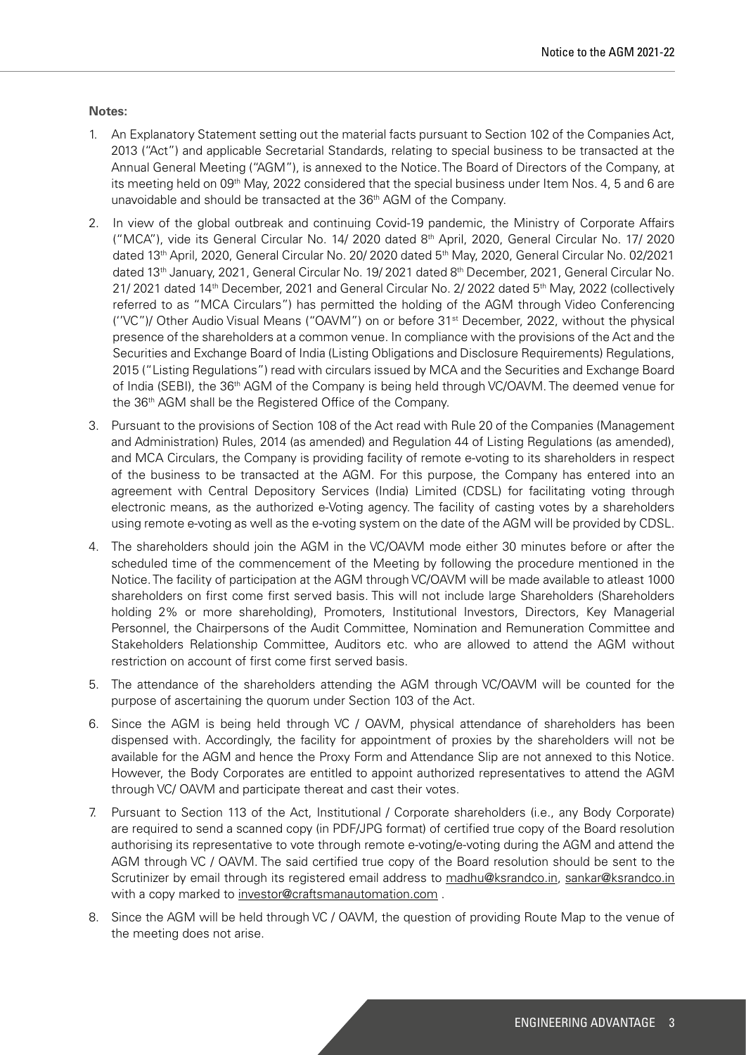**Notes:**

1. An Explanatory Statement setting out the material facts pursuant to Section 102 of the Companies Act, 2013 ("Act") and applicable Secretarial Standards, relating to special business to be transacted at the Annual General Meeting ("AGM"), is annexed to the Notice. The Board of Directors of the Company, at its meeting held on 09th May, 2022 considered that the special business under Item Nos. 4, 5 and 6 are unavoidable and should be transacted at the 36th AGM of the Company.
2. In view of the global outbreak and continuing Covid-19 pandemic, the Ministry of Corporate Affairs ("MCA"), vide its General Circular No. 14/ 2020 dated 8th April, 2020, General Circular No. 17/ 2020 dated 13th April, 2020, General Circular No. 20/ 2020 dated 5th May, 2020, General Circular No. 02/2021 dated 13th January, 2021, General Circular No. 19/ 2021 dated 8th December, 2021, General Circular No. 21/ 2021 dated 14th December, 2021 and General Circular No. 2/ 2022 dated 5th May, 2022 (collectively referred to as "MCA Circulars") has permitted the holding of the AGM through Video Conferencing ("VC")/ Other Audio Visual Means ("OAVM") on or before 31st December, 2022, without the physical presence of the shareholders at a common venue. In compliance with the provisions of the Act and the Securities and Exchange Board of India (Listing Obligations and Disclosure Requirements) Regulations, 2015 ("Listing Regulations") read with circulars issued by MCA and the Securities and Exchange Board of India (SEBI), the 36th AGM of the Company is being held through VC/OAVM. The deemed venue for the 36th AGM shall be the Registered Office of the Company.
3. Pursuant to the provisions of Section 108 of the Act read with Rule 20 of the Companies (Management and Administration) Rules, 2014 (as amended) and Regulation 44 of Listing Regulations (as amended), and MCA Circulars, the Company is providing facility of remote e-voting to its shareholders in respect of the business to be transacted at the AGM. For this purpose, the Company has entered into an agreement with Central Depository Services (India) Limited (CDSL) for facilitating voting through electronic means, as the authorized e-Voting agency. The facility of casting votes by a shareholders using remote e-voting as well as the e-voting system on the date of the AGM will be provided by CDSL.
4. The shareholders should join the AGM in the VC/OAVM mode either 30 minutes before or after the scheduled time of the commencement of the Meeting by following the procedure mentioned in the Notice. The facility of participation at the AGM through VC/OAVM will be made available to atleast 1000 shareholders on first come first served basis. This will not include large Shareholders (Shareholders holding 2% or more shareholding), Promoters, Institutional Investors, Directors, Key Managerial Personnel, the Chairpersons of the Audit Committee, Nomination and Remuneration Committee and Stakeholders Relationship Committee, Auditors etc. who are allowed to attend the AGM without restriction on account of first come first served basis.
5. The attendance of the shareholders attending the AGM through VC/OAVM will be counted for the purpose of ascertaining the quorum under Section 103 of the Act.
6. Since the AGM is being held through VC / OAVM, physical attendance of shareholders has been dispensed with. Accordingly, the facility for appointment of proxies by the shareholders will not be available for the AGM and hence the Proxy Form and Attendance Slip are not annexed to this Notice. However, the Body Corporates are entitled to appoint authorized representatives to attend the AGM through VC/ OAVM and participate thereat and cast their votes.
7. Pursuant to Section 113 of the Act, Institutional / Corporate shareholders (i.e., any Body Corporate) are required to send a scanned copy (in PDF/JPG format) of certified true copy of the Board resolution authorising its representative to vote through remote e-voting/e-voting during the AGM and attend the AGM through VC / OAVM. The said certified true copy of the Board resolution should be sent to the Scrutinizer by email through its registered email address to madhu@ksrandco.in, sankar@ksrandco.in with a copy marked to investor@craftsmanautomation.com .
8. Since the AGM will be held through VC / OAVM, the question of providing Route Map to the venue of the meeting does not arise.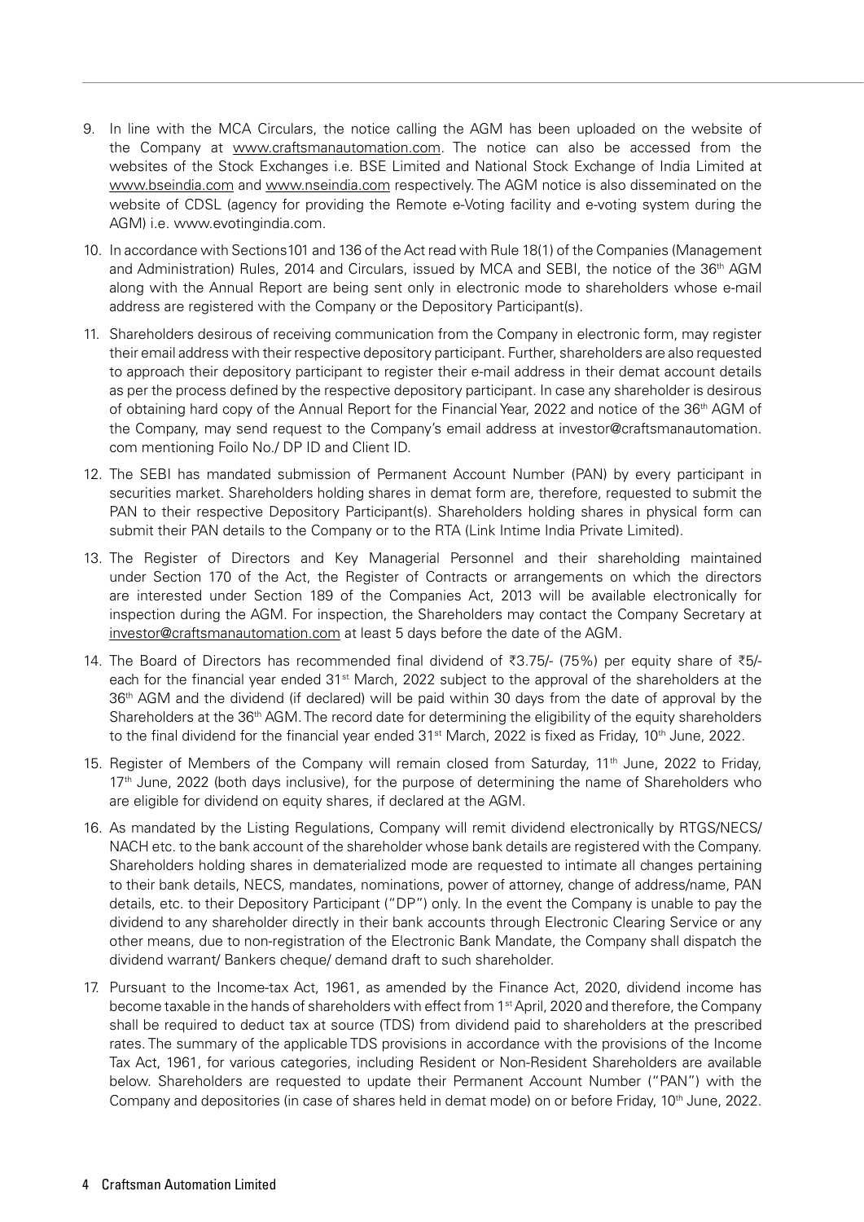9. In line with the MCA Circulars, the notice calling the AGM has been uploaded on the website of the Company at www.craftsmanautomation.com. The notice can also be accessed from the websites of the Stock Exchanges i.e. BSE Limited and National Stock Exchange of India Limited at www.bseindia.com and www.nseindia.com respectively. The AGM notice is also disseminated on the website of CDSL (agency for providing the Remote e-Voting facility and e-voting system during the AGM) i.e. www.evotingindia.com.

10. In accordance with Sections101 and 136 of the Act read with Rule 18(1) of the Companies (Management and Administration) Rules, 2014 and Circulars, issued by MCA and SEBI, the notice of the 36th AGM along with the Annual Report are being sent only in electronic mode to shareholders whose e-mail address are registered with the Company or the Depository Participant(s).

11. Shareholders desirous of receiving communication from the Company in electronic form, may register their email address with their respective depository participant. Further, shareholders are also requested to approach their depository participant to register their e-mail address in their demat account details as per the process defined by the respective depository participant. In case any shareholder is desirous of obtaining hard copy of the Annual Report for the Financial Year, 2022 and notice of the 36th AGM of the Company, may send request to the Company's email address at investor@craftsmanautomation.com mentioning Foilo No./ DP ID and Client ID.

12. The SEBI has mandated submission of Permanent Account Number (PAN) by every participant in securities market. Shareholders holding shares in demat form are, therefore, requested to submit the PAN to their respective Depository Participant(s). Shareholders holding shares in physical form can submit their PAN details to the Company or to the RTA (Link Intime India Private Limited).

13. The Register of Directors and Key Managerial Personnel and their shareholding maintained under Section 170 of the Act, the Register of Contracts or arrangements on which the directors are interested under Section 189 of the Companies Act, 2013 will be available electronically for inspection during the AGM. For inspection, the Shareholders may contact the Company Secretary at investor@craftsmanautomation.com at least 5 days before the date of the AGM.

14. The Board of Directors has recommended final dividend of ₹3.75/- (75%) per equity share of ₹5/- each for the financial year ended 31st March, 2022 subject to the approval of the shareholders at the 36th AGM and the dividend (if declared) will be paid within 30 days from the date of approval by the Shareholders at the 36th AGM. The record date for determining the eligibility of the equity shareholders to the final dividend for the financial year ended 31st March, 2022 is fixed as Friday, 10th June, 2022.

15. Register of Members of the Company will remain closed from Saturday, 11th June, 2022 to Friday, 17th June, 2022 (both days inclusive), for the purpose of determining the name of Shareholders who are eligible for dividend on equity shares, if declared at the AGM.

16. As mandated by the Listing Regulations, Company will remit dividend electronically by RTGS/NECS/NACH etc. to the bank account of the shareholder whose bank details are registered with the Company. Shareholders holding shares in dematerialized mode are requested to intimate all changes pertaining to their bank details, NECS, mandates, nominations, power of attorney, change of address/name, PAN details, etc. to their Depository Participant ("DP") only. In the event the Company is unable to pay the dividend to any shareholder directly in their bank accounts through Electronic Clearing Service or any other means, due to non-registration of the Electronic Bank Mandate, the Company shall dispatch the dividend warrant/ Bankers cheque/ demand draft to such shareholder.

17. Pursuant to the Income-tax Act, 1961, as amended by the Finance Act, 2020, dividend income has become taxable in the hands of shareholders with effect from 1st April, 2020 and therefore, the Company shall be required to deduct tax at source (TDS) from dividend paid to shareholders at the prescribed rates. The summary of the applicable TDS provisions in accordance with the provisions of the Income Tax Act, 1961, for various categories, including Resident or Non-Resident Shareholders are available below. Shareholders are requested to update their Permanent Account Number ("PAN") with the Company and depositories (in case of shares held in demat mode) on or before Friday, 10th June, 2022.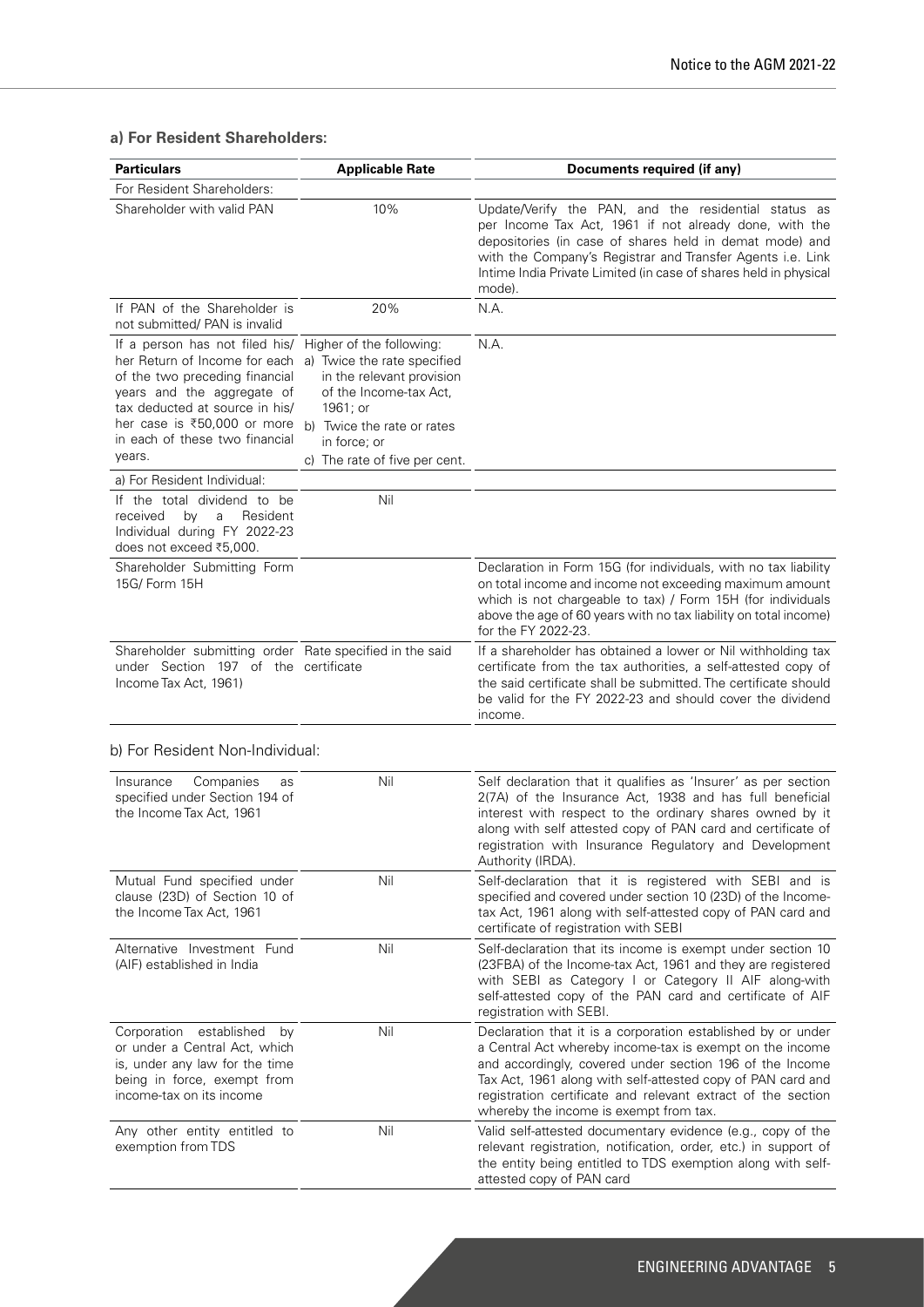### a) For Resident Shareholders:

| Particulars | Applicable Rate | Documents required (if any) |
|---|---|---|
| For Resident Shareholders: | | |
| Shareholder with valid PAN | 10% | Update/Verify the PAN, and the residential status as per Income Tax Act, 1961 if not already done, with the depositories (in case of shares held in demat mode) and with the Company's Registrar and Transfer Agents i.e. Link Intime India Private Limited (in case of shares held in physical mode). |
| If PAN of the Shareholder is not submitted/ PAN is invalid | 20% | N.A. |
| If a person has not filed his/ her Return of Income for each of the two preceding financial years and the aggregate of tax deducted at source in his/ her case is ₹50,000 or more in each of these two financial years. | Higher of the following: a) Twice the rate specified in the relevant provision of the Income-tax Act, 1961; or b) Twice the rate or rates in force; or c) The rate of five per cent. | N.A. |
| a) For Resident Individual: | | |
| If the total dividend to be received by a Resident Individual during FY 2022-23 does not exceed ₹5,000. | Nil | |
| Shareholder Submitting Form 15G/ Form 15H | | Declaration in Form 15G (for individuals, with no tax liability on total income and income not exceeding maximum amount which is not chargeable to tax) / Form 15H (for individuals above the age of 60 years with no tax liability on total income) for the FY 2022-23. |
| Shareholder submitting order under Section 197 of the Income Tax Act, 1961) | Rate specified in the said certificate | If a shareholder has obtained a lower or Nil withholding tax certificate from the tax authorities, a self-attested copy of the said certificate shall be submitted. The certificate should be valid for the FY 2022-23 and should cover the dividend income. |

b) For Resident Non-Individual:

| Particulars | Applicable Rate | Documents required (if any) |
|---|---|---|
| Insurance Companies as specified under Section 194 of the Income Tax Act, 1961 | Nil | Self declaration that it qualifies as 'Insurer' as per section 2(7A) of the Insurance Act, 1938 and has full beneficial interest with respect to the ordinary shares owned by it along with self attested copy of PAN card and certificate of registration with Insurance Regulatory and Development Authority (IRDA). |
| Mutual Fund specified under clause (23D) of Section 10 of the Income Tax Act, 1961 | Nil | Self-declaration that it is registered with SEBI and is specified and covered under section 10 (23D) of the Income-tax Act, 1961 along with self-attested copy of PAN card and certificate of registration with SEBI |
| Alternative Investment Fund (AIF) established in India | Nil | Self-declaration that its income is exempt under section 10 (23FBA) of the Income-tax Act, 1961 and they are registered with SEBI as Category I or Category II AIF along-with self-attested copy of the PAN card and certificate of AIF registration with SEBI. |
| Corporation established by or under a Central Act, which is, under any law for the time being in force, exempt from income-tax on its income | Nil | Declaration that it is a corporation established by or under a Central Act whereby income-tax is exempt on the income and accordingly, covered under section 196 of the Income Tax Act, 1961 along with self-attested copy of PAN card and registration certificate and relevant extract of the section whereby the income is exempt from tax. |
| Any other entity entitled to exemption from TDS | Nil | Valid self-attested documentary evidence (e.g., copy of the relevant registration, notification, order, etc.) in support of the entity being entitled to TDS exemption along with self-attested copy of PAN card |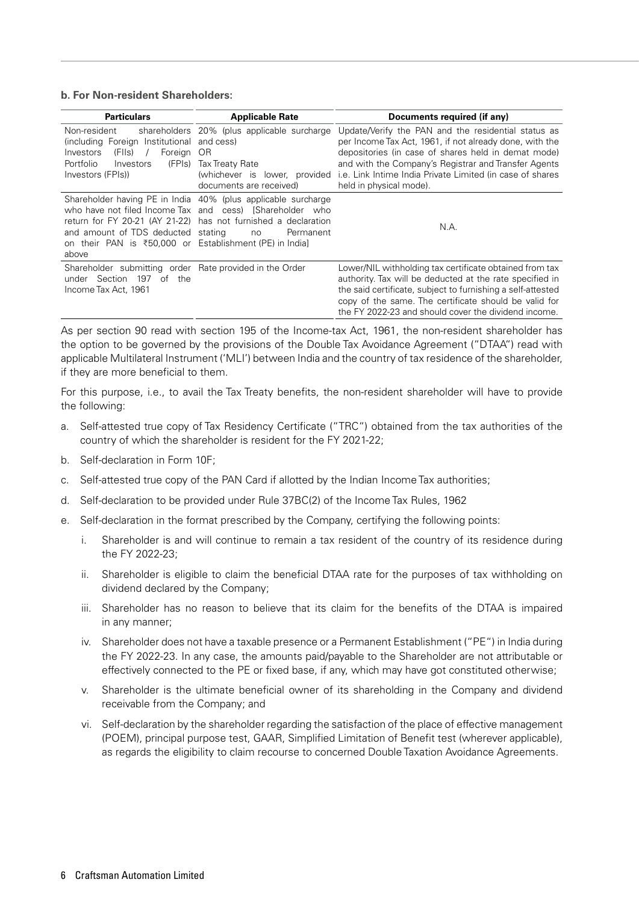**b. For Non-resident Shareholders:**

| Particulars | Applicable Rate | Documents required (if any) |
|---|---|---|
| Non-resident shareholders (including Foreign Institutional Investors (FIIs) / Foreign Portfolio Investors (FPIs)) | 20% (plus applicable surcharge and cess) OR Tax Treaty Rate (whichever is lower, provided documents are received) | Update/Verify the PAN and the residential status as per Income Tax Act, 1961, if not already done, with the depositories (in case of shares held in demat mode) and with the Company's Registrar and Transfer Agents i.e. Link Intime India Private Limited (in case of shares held in physical mode). |
| Shareholder having PE in India who have not filed Income Tax return for FY 20-21 (AY 21-22) and amount of TDS deducted on their PAN is ₹50,000 or above | 40% (plus applicable surcharge and cess) [Shareholder who has not furnished a declaration stating no Permanent Establishment (PE) in India] | N.A. |
| Shareholder submitting order under Section 197 of the Income Tax Act, 1961 | Rate provided in the Order | Lower/NIL withholding tax certificate obtained from tax authority. Tax will be deducted at the rate specified in the said certificate, subject to furnishing a self-attested copy of the same. The certificate should be valid for the FY 2022-23 and should cover the dividend income. |

As per section 90 read with section 195 of the Income-tax Act, 1961, the non-resident shareholder has the option to be governed by the provisions of the Double Tax Avoidance Agreement ("DTAA") read with applicable Multilateral Instrument ('MLI') between India and the country of tax residence of the shareholder, if they are more beneficial to them.

For this purpose, i.e., to avail the Tax Treaty benefits, the non-resident shareholder will have to provide the following:

a. Self-attested true copy of Tax Residency Certificate ("TRC") obtained from the tax authorities of the country of which the shareholder is resident for the FY 2021-22;

b. Self-declaration in Form 10F;

c. Self-attested true copy of the PAN Card if allotted by the Indian Income Tax authorities;

d. Self-declaration to be provided under Rule 37BC(2) of the Income Tax Rules, 1962

e. Self-declaration in the format prescribed by the Company, certifying the following points:

   i. Shareholder is and will continue to remain a tax resident of the country of its residence during the FY 2022-23;

   ii. Shareholder is eligible to claim the beneficial DTAA rate for the purposes of tax withholding on dividend declared by the Company;

   iii. Shareholder has no reason to believe that its claim for the benefits of the DTAA is impaired in any manner;

   iv. Shareholder does not have a taxable presence or a Permanent Establishment ("PE") in India during the FY 2022-23. In any case, the amounts paid/payable to the Shareholder are not attributable or effectively connected to the PE or fixed base, if any, which may have got constituted otherwise;

   v. Shareholder is the ultimate beneficial owner of its shareholding in the Company and dividend receivable from the Company; and

   vi. Self-declaration by the shareholder regarding the satisfaction of the place of effective management (POEM), principal purpose test, GAAR, Simplified Limitation of Benefit test (wherever applicable), as regards the eligibility to claim recourse to concerned Double Taxation Avoidance Agreements.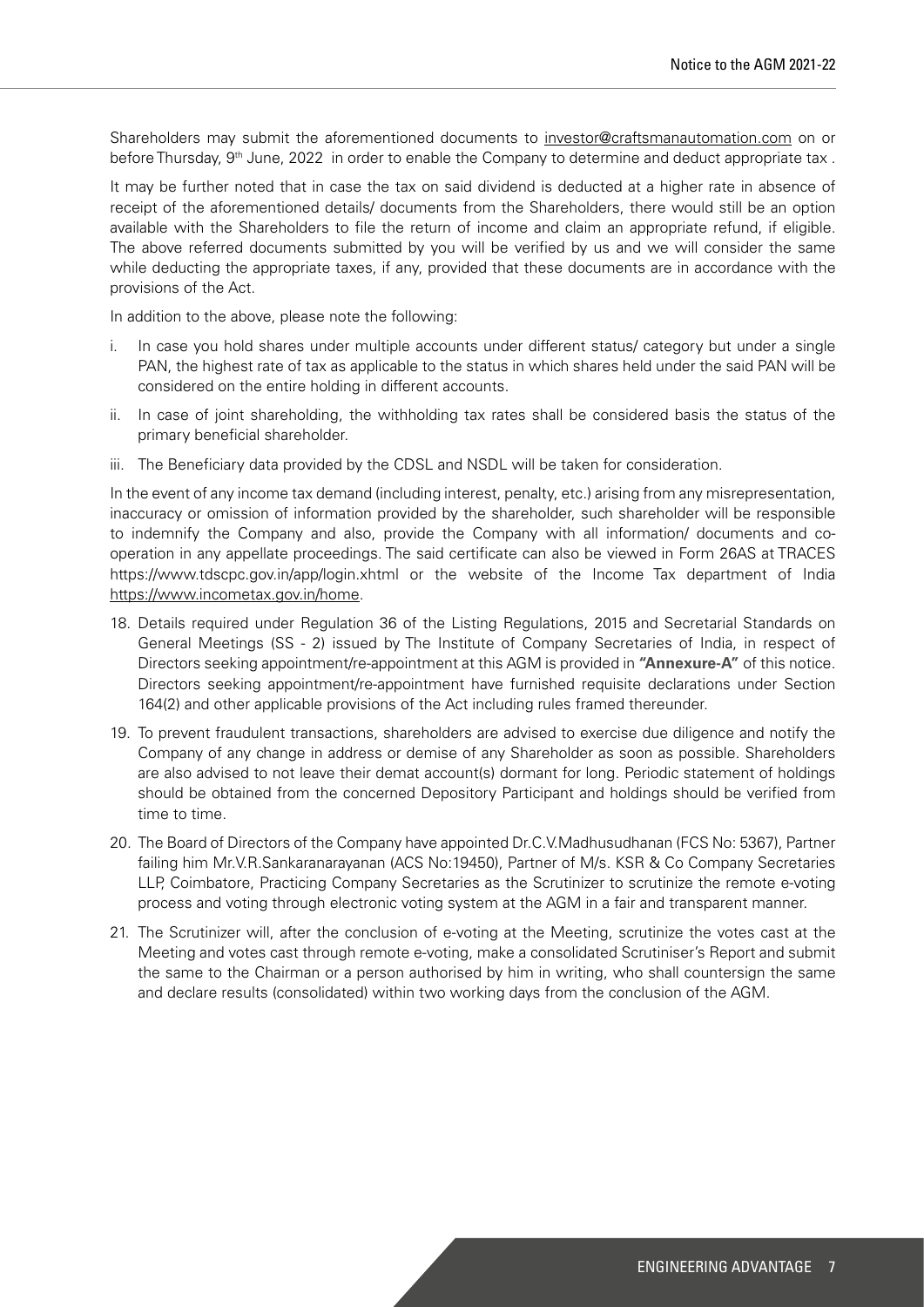Shareholders may submit the aforementioned documents to investor@craftsmanautomation.com on or before Thursday, 9th June, 2022 in order to enable the Company to determine and deduct appropriate tax .

It may be further noted that in case the tax on said dividend is deducted at a higher rate in absence of receipt of the aforementioned details/ documents from the Shareholders, there would still be an option available with the Shareholders to file the return of income and claim an appropriate refund, if eligible. The above referred documents submitted by you will be verified by us and we will consider the same while deducting the appropriate taxes, if any, provided that these documents are in accordance with the provisions of the Act.

In addition to the above, please note the following:

i. In case you hold shares under multiple accounts under different status/ category but under a single PAN, the highest rate of tax as applicable to the status in which shares held under the said PAN will be considered on the entire holding in different accounts.

ii. In case of joint shareholding, the withholding tax rates shall be considered basis the status of the primary beneficial shareholder.

iii. The Beneficiary data provided by the CDSL and NSDL will be taken for consideration.

In the event of any income tax demand (including interest, penalty, etc.) arising from any misrepresentation, inaccuracy or omission of information provided by the shareholder, such shareholder will be responsible to indemnify the Company and also, provide the Company with all information/ documents and co-operation in any appellate proceedings. The said certificate can also be viewed in Form 26AS at TRACES https://www.tdscpc.gov.in/app/login.xhtml or the website of the Income Tax department of India https://www.incometax.gov.in/home.

18. Details required under Regulation 36 of the Listing Regulations, 2015 and Secretarial Standards on General Meetings (SS - 2) issued by The Institute of Company Secretaries of India, in respect of Directors seeking appointment/re-appointment at this AGM is provided in **"Annexure-A"** of this notice. Directors seeking appointment/re-appointment have furnished requisite declarations under Section 164(2) and other applicable provisions of the Act including rules framed thereunder.

19. To prevent fraudulent transactions, shareholders are advised to exercise due diligence and notify the Company of any change in address or demise of any Shareholder as soon as possible. Shareholders are also advised to not leave their demat account(s) dormant for long. Periodic statement of holdings should be obtained from the concerned Depository Participant and holdings should be verified from time to time.

20. The Board of Directors of the Company have appointed Dr.C.V.Madhusudhanan (FCS No: 5367), Partner failing him Mr.V.R.Sankaranarayanan (ACS No:19450), Partner of M/s. KSR & Co Company Secretaries LLP, Coimbatore, Practicing Company Secretaries as the Scrutinizer to scrutinize the remote e-voting process and voting through electronic voting system at the AGM in a fair and transparent manner.

21. The Scrutinizer will, after the conclusion of e-voting at the Meeting, scrutinize the votes cast at the Meeting and votes cast through remote e-voting, make a consolidated Scrutiniser's Report and submit the same to the Chairman or a person authorised by him in writing, who shall countersign the same and declare results (consolidated) within two working days from the conclusion of the AGM.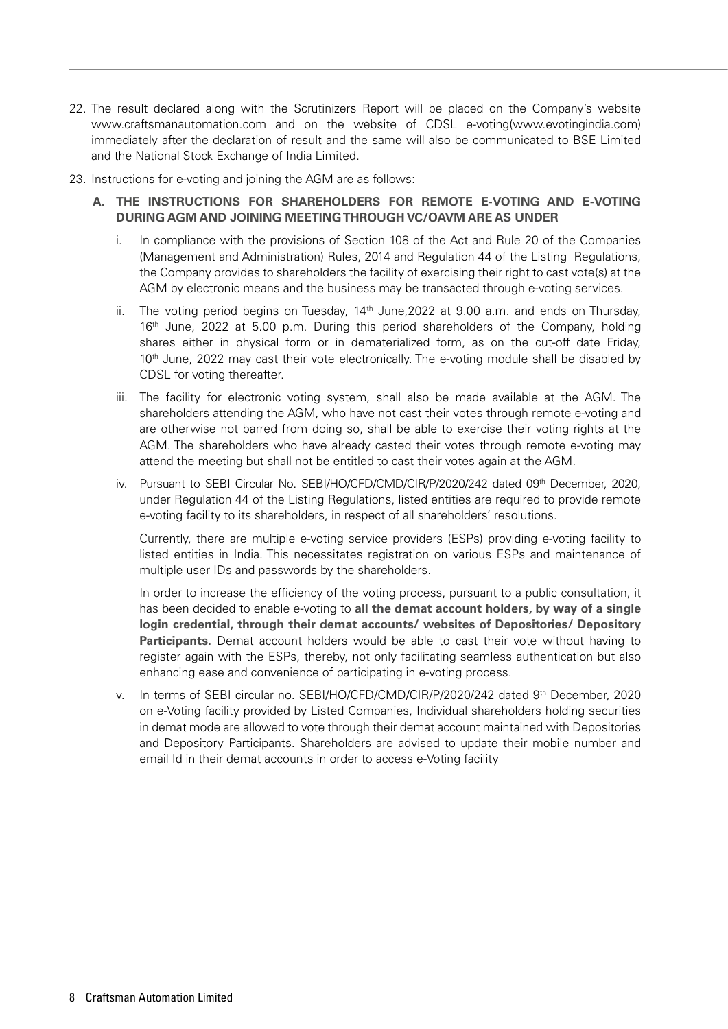22. The result declared along with the Scrutinizers Report will be placed on the Company's website www.craftsmanautomation.com and on the website of CDSL e-voting(www.evotingindia.com) immediately after the declaration of result and the same will also be communicated to BSE Limited and the National Stock Exchange of India Limited.

23. Instructions for e-voting and joining the AGM are as follows:

   **A. THE INSTRUCTIONS FOR SHAREHOLDERS FOR REMOTE E-VOTING AND E-VOTING DURING AGM AND JOINING MEETING THROUGH VC/OAVM ARE AS UNDER**

   i. In compliance with the provisions of Section 108 of the Act and Rule 20 of the Companies (Management and Administration) Rules, 2014 and Regulation 44 of the Listing Regulations, the Company provides to shareholders the facility of exercising their right to cast vote(s) at the AGM by electronic means and the business may be transacted through e-voting services.

   ii. The voting period begins on Tuesday, 14th June,2022 at 9.00 a.m. and ends on Thursday, 16th June, 2022 at 5.00 p.m. During this period shareholders of the Company, holding shares either in physical form or in dematerialized form, as on the cut-off date Friday, 10th June, 2022 may cast their vote electronically. The e-voting module shall be disabled by CDSL for voting thereafter.

   iii. The facility for electronic voting system, shall also be made available at the AGM. The shareholders attending the AGM, who have not cast their votes through remote e-voting and are otherwise not barred from doing so, shall be able to exercise their voting rights at the AGM. The shareholders who have already casted their votes through remote e-voting may attend the meeting but shall not be entitled to cast their votes again at the AGM.

   iv. Pursuant to SEBI Circular No. SEBI/HO/CFD/CMD/CIR/P/2020/242 dated 09th December, 2020, under Regulation 44 of the Listing Regulations, listed entities are required to provide remote e-voting facility to its shareholders, in respect of all shareholders' resolutions.

      Currently, there are multiple e-voting service providers (ESPs) providing e-voting facility to listed entities in India. This necessitates registration on various ESPs and maintenance of multiple user IDs and passwords by the shareholders.

      In order to increase the efficiency of the voting process, pursuant to a public consultation, it has been decided to enable e-voting to **all the demat account holders, by way of a single login credential, through their demat accounts/ websites of Depositories/ Depository Participants.** Demat account holders would be able to cast their vote without having to register again with the ESPs, thereby, not only facilitating seamless authentication but also enhancing ease and convenience of participating in e-voting process.

   v. In terms of SEBI circular no. SEBI/HO/CFD/CMD/CIR/P/2020/242 dated 9th December, 2020 on e-Voting facility provided by Listed Companies, Individual shareholders holding securities in demat mode are allowed to vote through their demat account maintained with Depositories and Depository Participants. Shareholders are advised to update their mobile number and email Id in their demat accounts in order to access e-Voting facility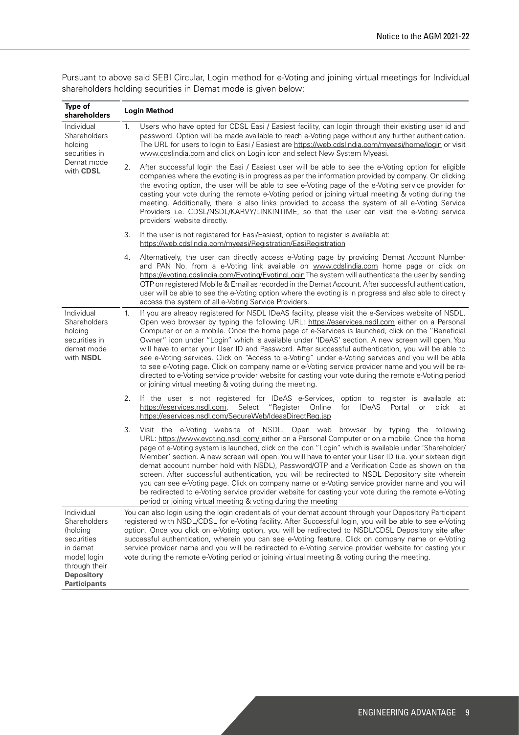Pursuant to above said SEBI Circular, Login method for e-Voting and joining virtual meetings for Individual shareholders holding securities in Demat mode is given below:

| Type of shareholders | Login Method |
|---|---|
| Individual Shareholders holding securities in Demat mode with **CDSL** | 1. Users who have opted for CDSL Easi / Easiest facility, can login through their existing user id and password. Option will be made available to reach e-Voting page without any further authentication. The URL for users to login to Easi / Easiest are https://web.cdslindia.com/myeasi/home/login or visit www.cdslindia.com and click on Login icon and select New System Myeasi.<br><br>2. After successful login the Easi / Easiest user will be able to see the e-Voting option for eligible companies where the evoting is in progress as per the information provided by company. On clicking the evoting option, the user will be able to see e-Voting page of the e-Voting service provider for casting your vote during the remote e-Voting period or joining virtual meeting & voting during the meeting. Additionally, there is also links provided to access the system of all e-Voting Service Providers i.e. CDSL/NSDL/KARVY/LINKINTIME, so that the user can visit the e-Voting service providers' website directly.<br><br>3. If the user is not registered for Easi/Easiest, option to register is available at: https://web.cdslindia.com/myeasi/Registration/EasiRegistration<br><br>4. Alternatively, the user can directly access e-Voting page by providing Demat Account Number and PAN No. from a e-Voting link available on www.cdslindia.com home page or click on https://evoting.cdslindia.com/Evoting/EvotingLogin The system will authenticate the user by sending OTP on registered Mobile & Email as recorded in the Demat Account. After successful authentication, user will be able to see the e-Voting option where the evoting is in progress and also able to directly access the system of all e-Voting Service Providers. |
| Individual Shareholders holding securities in demat mode with **NSDL** | 1. If you are already registered for NSDL IDeAS facility, please visit the e-Services website of NSDL. Open web browser by typing the following URL: https://eservices.nsdl.com either on a Personal Computer or on a mobile. Once the home page of e-Services is launched, click on the "Beneficial Owner" icon under "Login" which is available under 'IDeAS' section. A new screen will open. You will have to enter your User ID and Password. After successful authentication, you will be able to see e-Voting services. Click on "Access to e-Voting" under e-Voting services and you will be able to see e-Voting page. Click on company name or e-Voting service provider name and you will be re-directed to e-Voting service provider website for casting your vote during the remote e-Voting period or joining virtual meeting & voting during the meeting.<br><br>2. If the user is not registered for IDeAS e-Services, option to register is available at: https://eservices.nsdl.com. Select "Register Online for IDeAS Portal or click at https://eservices.nsdl.com/SecureWeb/IdeasDirectReg.jsp<br><br>3. Visit the e-Voting website of NSDL. Open web browser by typing the following URL: https://www.evoting.nsdl.com/ either on a Personal Computer or on a mobile. Once the home page of e-Voting system is launched, click on the icon "Login" which is available under 'Shareholder/ Member' section. A new screen will open. You will have to enter your User ID (i.e. your sixteen digit demat account number hold with NSDL), Password/OTP and a Verification Code as shown on the screen. After successful authentication, you will be redirected to NSDL Depository site wherein you can see e-Voting page. Click on company name or e-Voting service provider name and you will be redirected to e-Voting service provider website for casting your vote during the remote e-Voting period or joining virtual meeting & voting during the meeting |
| Individual Shareholders (holding securities in demat mode) login through their **Depository Participants** | You can also login using the login credentials of your demat account through your Depository Participant registered with NSDL/CDSL for e-Voting facility. After Successful login, you will be able to see e-Voting option. Once you click on e-Voting option, you will be redirected to NSDL/CDSL Depository site after successful authentication, wherein you can see e-Voting feature. Click on company name or e-Voting service provider name and you will be redirected to e-Voting service provider website for casting your vote during the remote e-Voting period or joining virtual meeting & voting during the meeting. |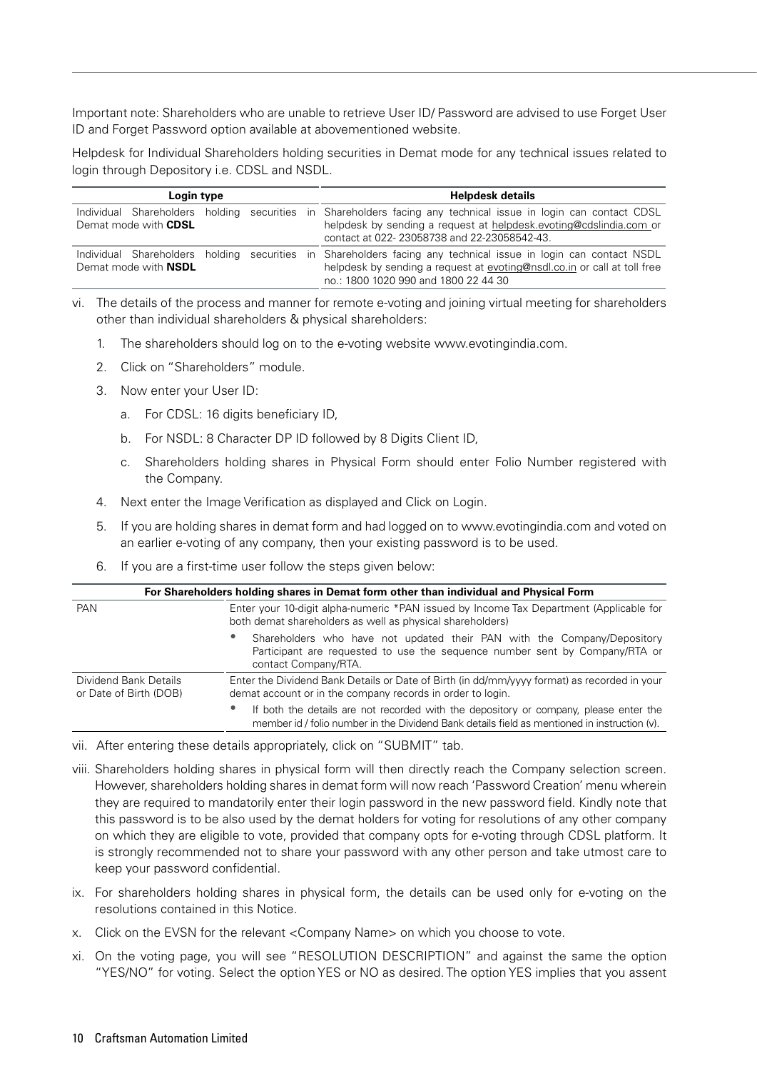Important note: Shareholders who are unable to retrieve User ID/ Password are advised to use Forget User ID and Forget Password option available at abovementioned website.

Helpdesk for Individual Shareholders holding securities in Demat mode for any technical issues related to login through Depository i.e. CDSL and NSDL.

| Login type | Helpdesk details |
|---|---|
| Individual Shareholders holding securities in Demat mode with **CDSL** | Shareholders facing any technical issue in login can contact CDSL helpdesk by sending a request at helpdesk.evoting@cdslindia.com or contact at 022- 23058738 and 22-23058542-43. |
| Individual Shareholders holding securities in Demat mode with **NSDL** | Shareholders facing any technical issue in login can contact NSDL helpdesk by sending a request at evoting@nsdl.co.in or call at toll free no.: 1800 1020 990 and 1800 22 44 30 |

vi. The details of the process and manner for remote e-voting and joining virtual meeting for shareholders other than individual shareholders & physical shareholders:

1. The shareholders should log on to the e-voting website www.evotingindia.com.
2. Click on "Shareholders" module.
3. Now enter your User ID:
   a. For CDSL: 16 digits beneficiary ID,
   b. For NSDL: 8 Character DP ID followed by 8 Digits Client ID,
   c. Shareholders holding shares in Physical Form should enter Folio Number registered with the Company.
4. Next enter the Image Verification as displayed and Click on Login.
5. If you are holding shares in demat form and had logged on to www.evotingindia.com and voted on an earlier e-voting of any company, then your existing password is to be used.
6. If you are a first-time user follow the steps given below:

| For Shareholders holding shares in Demat form other than individual and Physical Form | |
|---|---|
| PAN | Enter your 10-digit alpha-numeric *PAN issued by Income Tax Department (Applicable for both demat shareholders as well as physical shareholders)<br>• Shareholders who have not updated their PAN with the Company/Depository Participant are requested to use the sequence number sent by Company/RTA or contact Company/RTA. |
| Dividend Bank Details or Date of Birth (DOB) | Enter the Dividend Bank Details or Date of Birth (in dd/mm/yyyy format) as recorded in your demat account or in the company records in order to login.<br>• If both the details are not recorded with the depository or company, please enter the member id / folio number in the Dividend Bank details field as mentioned in instruction (v). |

vii. After entering these details appropriately, click on "SUBMIT" tab.

viii. Shareholders holding shares in physical form will then directly reach the Company selection screen. However, shareholders holding shares in demat form will now reach 'Password Creation' menu wherein they are required to mandatorily enter their login password in the new password field. Kindly note that this password is to be also used by the demat holders for voting for resolutions of any other company on which they are eligible to vote, provided that company opts for e-voting through CDSL platform. It is strongly recommended not to share your password with any other person and take utmost care to keep your password confidential.

ix. For shareholders holding shares in physical form, the details can be used only for e-voting on the resolutions contained in this Notice.

x. Click on the EVSN for the relevant <Company Name> on which you choose to vote.

xi. On the voting page, you will see "RESOLUTION DESCRIPTION" and against the same the option "YES/NO" for voting. Select the option YES or NO as desired. The option YES implies that you assent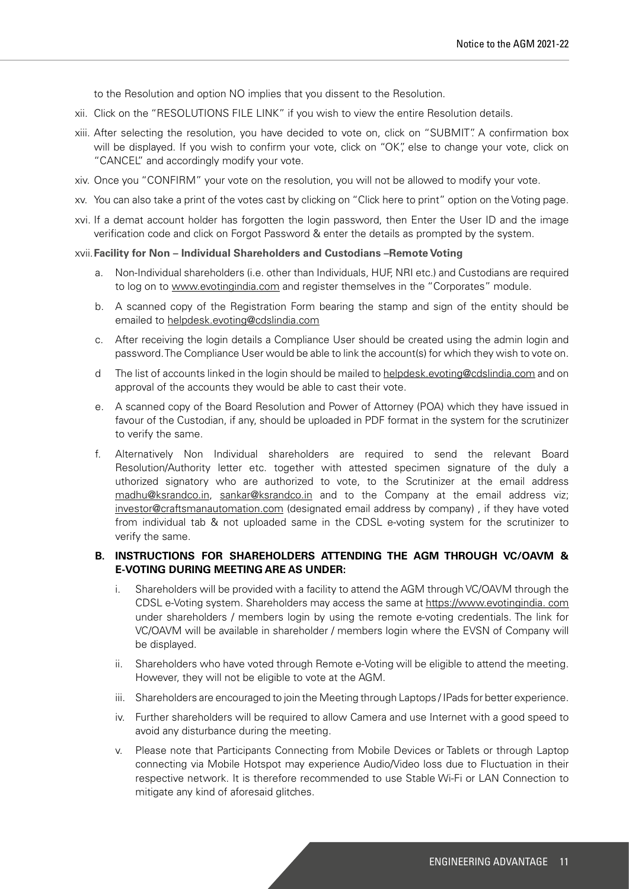to the Resolution and option NO implies that you dissent to the Resolution.

xii. Click on the "RESOLUTIONS FILE LINK" if you wish to view the entire Resolution details.

xiii. After selecting the resolution, you have decided to vote on, click on "SUBMIT". A confirmation box will be displayed. If you wish to confirm your vote, click on "OK", else to change your vote, click on "CANCEL" and accordingly modify your vote.

xiv. Once you "CONFIRM" your vote on the resolution, you will not be allowed to modify your vote.

xv. You can also take a print of the votes cast by clicking on "Click here to print" option on the Voting page.

xvi. If a demat account holder has forgotten the login password, then Enter the User ID and the image verification code and click on Forgot Password & enter the details as prompted by the system.

xvii. **Facility for Non – Individual Shareholders and Custodians –Remote Voting**

a. Non-Individual shareholders (i.e. other than Individuals, HUF, NRI etc.) and Custodians are required to log on to www.evotingindia.com and register themselves in the "Corporates" module.

b. A scanned copy of the Registration Form bearing the stamp and sign of the entity should be emailed to helpdesk.evoting@cdslindia.com

c. After receiving the login details a Compliance User should be created using the admin login and password. The Compliance User would be able to link the account(s) for which they wish to vote on.

d The list of accounts linked in the login should be mailed to helpdesk.evoting@cdslindia.com and on approval of the accounts they would be able to cast their vote.

e. A scanned copy of the Board Resolution and Power of Attorney (POA) which they have issued in favour of the Custodian, if any, should be uploaded in PDF format in the system for the scrutinizer to verify the same.

f. Alternatively Non Individual shareholders are required to send the relevant Board Resolution/Authority letter etc. together with attested specimen signature of the duly a uthorized signatory who are authorized to vote, to the Scrutinizer at the email address madhu@ksrandco.in, sankar@ksrandco.in and to the Company at the email address viz; investor@craftsmanautomation.com (designated email address by company) , if they have voted from individual tab & not uploaded same in the CDSL e-voting system for the scrutinizer to verify the same.

**B. INSTRUCTIONS FOR SHAREHOLDERS ATTENDING THE AGM THROUGH VC/OAVM & E-VOTING DURING MEETING ARE AS UNDER:**

i. Shareholders will be provided with a facility to attend the AGM through VC/OAVM through the CDSL e-Voting system. Shareholders may access the same at https://www.evotingindia. com under shareholders / members login by using the remote e-voting credentials. The link for VC/OAVM will be available in shareholder / members login where the EVSN of Company will be displayed.

ii. Shareholders who have voted through Remote e-Voting will be eligible to attend the meeting. However, they will not be eligible to vote at the AGM.

iii. Shareholders are encouraged to join the Meeting through Laptops / IPads for better experience.

iv. Further shareholders will be required to allow Camera and use Internet with a good speed to avoid any disturbance during the meeting.

v. Please note that Participants Connecting from Mobile Devices or Tablets or through Laptop connecting via Mobile Hotspot may experience Audio/Video loss due to Fluctuation in their respective network. It is therefore recommended to use Stable Wi-Fi or LAN Connection to mitigate any kind of aforesaid glitches.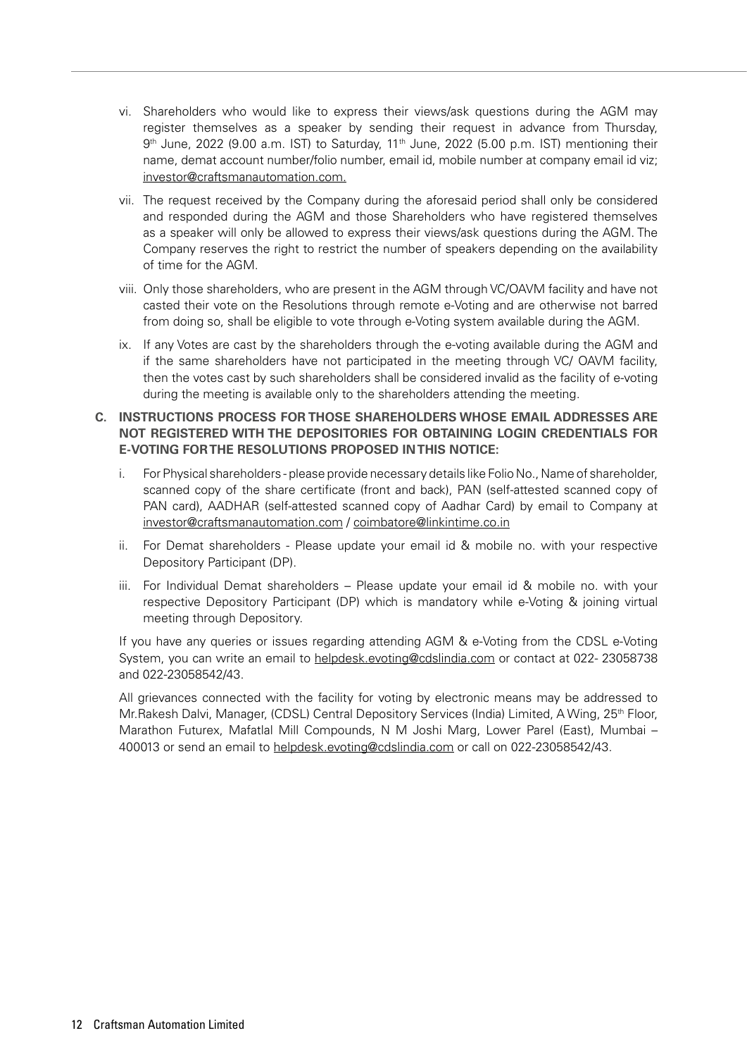vi. Shareholders who would like to express their views/ask questions during the AGM may register themselves as a speaker by sending their request in advance from Thursday, 9th June, 2022 (9.00 a.m. IST) to Saturday, 11th June, 2022 (5.00 p.m. IST) mentioning their name, demat account number/folio number, email id, mobile number at company email id viz; investor@craftsmanautomation.com.

vii. The request received by the Company during the aforesaid period shall only be considered and responded during the AGM and those Shareholders who have registered themselves as a speaker will only be allowed to express their views/ask questions during the AGM. The Company reserves the right to restrict the number of speakers depending on the availability of time for the AGM.

viii. Only those shareholders, who are present in the AGM through VC/OAVM facility and have not casted their vote on the Resolutions through remote e-Voting and are otherwise not barred from doing so, shall be eligible to vote through e-Voting system available during the AGM.

ix. If any Votes are cast by the shareholders through the e-voting available during the AGM and if the same shareholders have not participated in the meeting through VC/ OAVM facility, then the votes cast by such shareholders shall be considered invalid as the facility of e-voting during the meeting is available only to the shareholders attending the meeting.

**C. INSTRUCTIONS PROCESS FOR THOSE SHAREHOLDERS WHOSE EMAIL ADDRESSES ARE NOT REGISTERED WITH THE DEPOSITORIES FOR OBTAINING LOGIN CREDENTIALS FOR E-VOTING FOR THE RESOLUTIONS PROPOSED IN THIS NOTICE:**

i. For Physical shareholders - please provide necessary details like Folio No., Name of shareholder, scanned copy of the share certificate (front and back), PAN (self-attested scanned copy of PAN card), AADHAR (self-attested scanned copy of Aadhar Card) by email to Company at investor@craftsmanautomation.com / coimbatore@linkintime.co.in

ii. For Demat shareholders - Please update your email id & mobile no. with your respective Depository Participant (DP).

iii. For Individual Demat shareholders – Please update your email id & mobile no. with your respective Depository Participant (DP) which is mandatory while e-Voting & joining virtual meeting through Depository.

If you have any queries or issues regarding attending AGM & e-Voting from the CDSL e-Voting System, you can write an email to helpdesk.evoting@cdslindia.com or contact at 022- 23058738 and 022-23058542/43.

All grievances connected with the facility for voting by electronic means may be addressed to Mr.Rakesh Dalvi, Manager, (CDSL) Central Depository Services (India) Limited, A Wing, 25th Floor, Marathon Futurex, Mafatlal Mill Compounds, N M Joshi Marg, Lower Parel (East), Mumbai – 400013 or send an email to helpdesk.evoting@cdslindia.com or call on 022-23058542/43.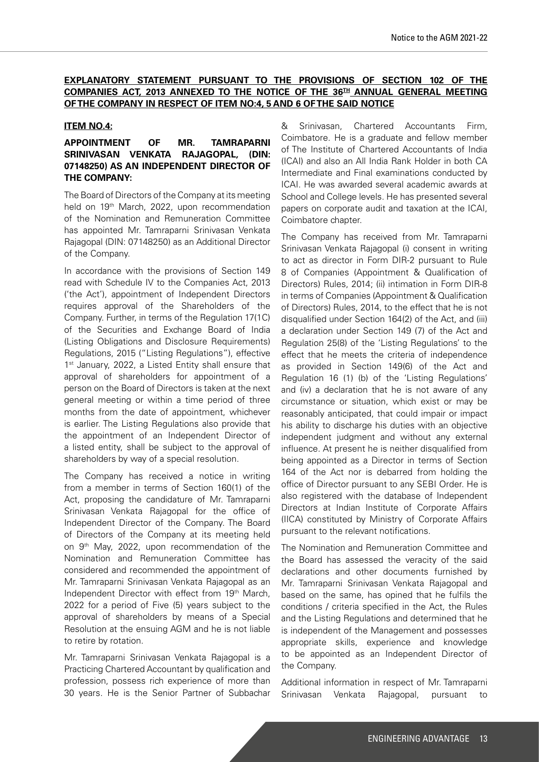**EXPLANATORY STATEMENT PURSUANT TO THE PROVISIONS OF SECTION 102 OF THE COMPANIES ACT, 2013 ANNEXED TO THE NOTICE OF THE 36TH ANNUAL GENERAL MEETING OF THE COMPANY IN RESPECT OF ITEM NO:4, 5 AND 6 OF THE SAID NOTICE**

**ITEM NO.4:**

**APPOINTMENT OF MR. TAMRAPARNI SRINIVASAN VENKATA RAJAGOPAL, (DIN: 07148250) AS AN INDEPENDENT DIRECTOR OF THE COMPANY:**

The Board of Directors of the Company at its meeting held on 19th March, 2022, upon recommendation of the Nomination and Remuneration Committee has appointed Mr. Tamraparni Srinivasan Venkata Rajagopal (DIN: 07148250) as an Additional Director of the Company.

In accordance with the provisions of Section 149 read with Schedule IV to the Companies Act, 2013 ('the Act'), appointment of Independent Directors requires approval of the Shareholders of the Company. Further, in terms of the Regulation 17(1C) of the Securities and Exchange Board of India (Listing Obligations and Disclosure Requirements) Regulations, 2015 ("Listing Regulations"), effective 1st January, 2022, a Listed Entity shall ensure that approval of shareholders for appointment of a person on the Board of Directors is taken at the next general meeting or within a time period of three months from the date of appointment, whichever is earlier. The Listing Regulations also provide that the appointment of an Independent Director of a listed entity, shall be subject to the approval of shareholders by way of a special resolution.

The Company has received a notice in writing from a member in terms of Section 160(1) of the Act, proposing the candidature of Mr. Tamraparni Srinivasan Venkata Rajagopal for the office of Independent Director of the Company. The Board of Directors of the Company at its meeting held on 9th May, 2022, upon recommendation of the Nomination and Remuneration Committee has considered and recommended the appointment of Mr. Tamraparni Srinivasan Venkata Rajagopal as an Independent Director with effect from 19th March, 2022 for a period of Five (5) years subject to the approval of shareholders by means of a Special Resolution at the ensuing AGM and he is not liable to retire by rotation.

Mr. Tamraparni Srinivasan Venkata Rajagopal is a Practicing Chartered Accountant by qualification and profession, possess rich experience of more than 30 years. He is the Senior Partner of Subbachar & Srinivasan, Chartered Accountants Firm, Coimbatore. He is a graduate and fellow member of The Institute of Chartered Accountants of India (ICAI) and also an All India Rank Holder in both CA Intermediate and Final examinations conducted by ICAI. He was awarded several academic awards at School and College levels. He has presented several papers on corporate audit and taxation at the ICAI, Coimbatore chapter.

The Company has received from Mr. Tamraparni Srinivasan Venkata Rajagopal (i) consent in writing to act as director in Form DIR-2 pursuant to Rule 8 of Companies (Appointment & Qualification of Directors) Rules, 2014; (ii) intimation in Form DIR-8 in terms of Companies (Appointment & Qualification of Directors) Rules, 2014, to the effect that he is not disqualified under Section 164(2) of the Act, and (iii) a declaration under Section 149 (7) of the Act and Regulation 25(8) of the 'Listing Regulations' to the effect that he meets the criteria of independence as provided in Section 149(6) of the Act and Regulation 16 (1) (b) of the 'Listing Regulations' and (iv) a declaration that he is not aware of any circumstance or situation, which exist or may be reasonably anticipated, that could impair or impact his ability to discharge his duties with an objective independent judgment and without any external influence. At present he is neither disqualified from being appointed as a Director in terms of Section 164 of the Act nor is debarred from holding the office of Director pursuant to any SEBI Order. He is also registered with the database of Independent Directors at Indian Institute of Corporate Affairs (IICA) constituted by Ministry of Corporate Affairs pursuant to the relevant notifications.

The Nomination and Remuneration Committee and the Board has assessed the veracity of the said declarations and other documents furnished by Mr. Tamraparni Srinivasan Venkata Rajagopal and based on the same, has opined that he fulfils the conditions / criteria specified in the Act, the Rules and the Listing Regulations and determined that he is independent of the Management and possesses appropriate skills, experience and knowledge to be appointed as an Independent Director of the Company.

Additional information in respect of Mr. Tamraparni Srinivasan Venkata Rajagopal, pursuant to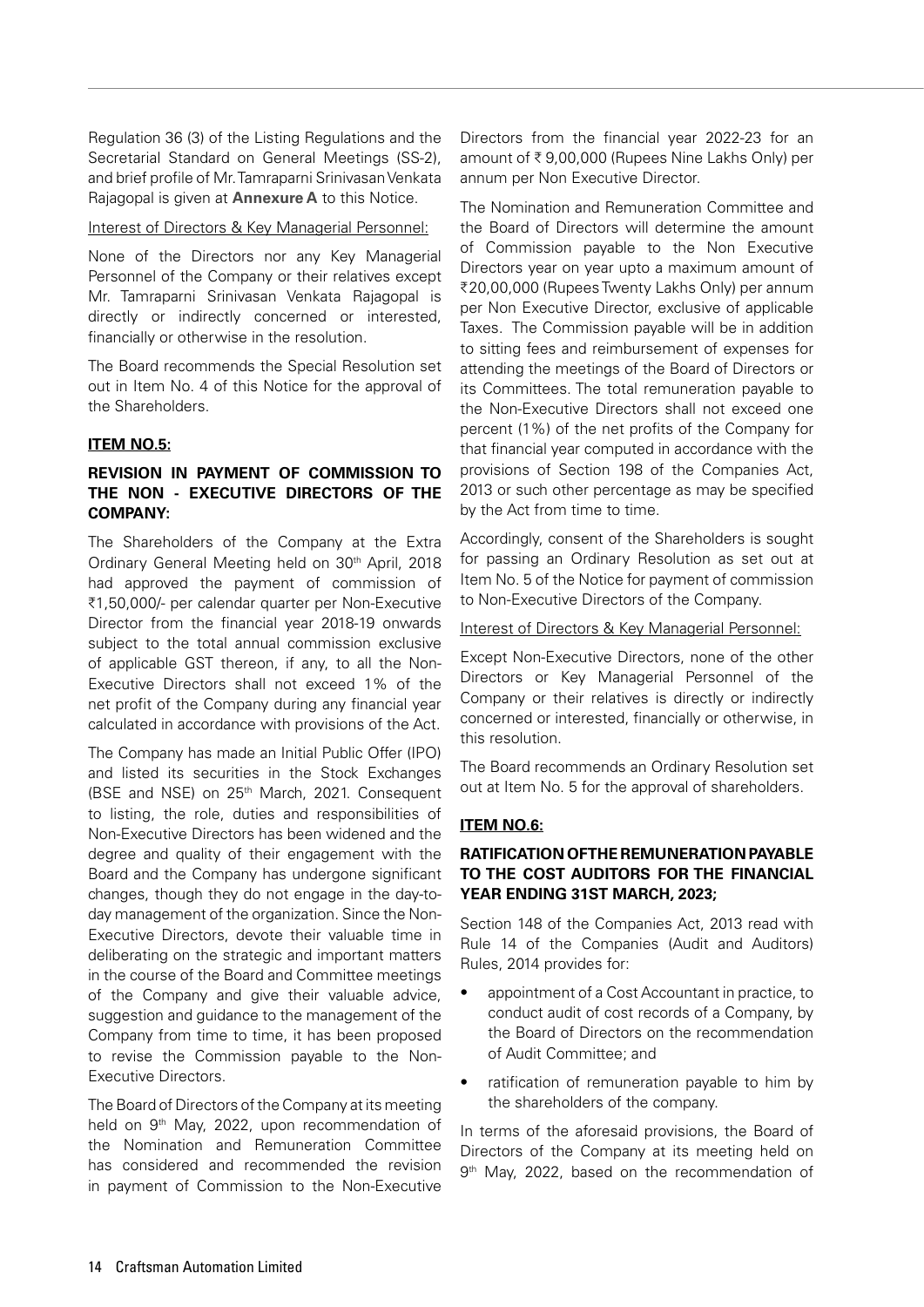Regulation 36 (3) of the Listing Regulations and the Secretarial Standard on General Meetings (SS-2), and brief profile of Mr. Tamraparni Srinivasan Venkata Rajagopal is given at **Annexure A** to this Notice.

Interest of Directors & Key Managerial Personnel:

None of the Directors nor any Key Managerial Personnel of the Company or their relatives except Mr. Tamraparni Srinivasan Venkata Rajagopal is directly or indirectly concerned or interested, financially or otherwise in the resolution.

The Board recommends the Special Resolution set out in Item No. 4 of this Notice for the approval of the Shareholders.

**ITEM NO.5:**

**REVISION IN PAYMENT OF COMMISSION TO THE NON - EXECUTIVE DIRECTORS OF THE COMPANY:**

The Shareholders of the Company at the Extra Ordinary General Meeting held on 30th April, 2018 had approved the payment of commission of ₹1,50,000/- per calendar quarter per Non-Executive Director from the financial year 2018-19 onwards subject to the total annual commission exclusive of applicable GST thereon, if any, to all the Non-Executive Directors shall not exceed 1% of the net profit of the Company during any financial year calculated in accordance with provisions of the Act.

The Company has made an Initial Public Offer (IPO) and listed its securities in the Stock Exchanges (BSE and NSE) on 25th March, 2021. Consequent to listing, the role, duties and responsibilities of Non-Executive Directors has been widened and the degree and quality of their engagement with the Board and the Company has undergone significant changes, though they do not engage in the day-to-day management of the organization. Since the Non-Executive Directors, devote their valuable time in deliberating on the strategic and important matters in the course of the Board and Committee meetings of the Company and give their valuable advice, suggestion and guidance to the management of the Company from time to time, it has been proposed to revise the Commission payable to the Non-Executive Directors.

The Board of Directors of the Company at its meeting held on 9th May, 2022, upon recommendation of the Nomination and Remuneration Committee has considered and recommended the revision in payment of Commission to the Non-Executive Directors from the financial year 2022-23 for an amount of ₹ 9,00,000 (Rupees Nine Lakhs Only) per annum per Non Executive Director.

The Nomination and Remuneration Committee and the Board of Directors will determine the amount of Commission payable to the Non Executive Directors year on year upto a maximum amount of ₹20,00,000 (Rupees Twenty Lakhs Only) per annum per Non Executive Director, exclusive of applicable Taxes. The Commission payable will be in addition to sitting fees and reimbursement of expenses for attending the meetings of the Board of Directors or its Committees. The total remuneration payable to the Non-Executive Directors shall not exceed one percent (1%) of the net profits of the Company for that financial year computed in accordance with the provisions of Section 198 of the Companies Act, 2013 or such other percentage as may be specified by the Act from time to time.

Accordingly, consent of the Shareholders is sought for passing an Ordinary Resolution as set out at Item No. 5 of the Notice for payment of commission to Non-Executive Directors of the Company.

Interest of Directors & Key Managerial Personnel:

Except Non-Executive Directors, none of the other Directors or Key Managerial Personnel of the Company or their relatives is directly or indirectly concerned or interested, financially or otherwise, in this resolution.

The Board recommends an Ordinary Resolution set out at Item No. 5 for the approval of shareholders.

**ITEM NO.6:**

**RATIFICATION OF THE REMUNERATION PAYABLE TO THE COST AUDITORS FOR THE FINANCIAL YEAR ENDING 31ST MARCH, 2023;**

Section 148 of the Companies Act, 2013 read with Rule 14 of the Companies (Audit and Auditors) Rules, 2014 provides for:

- appointment of a Cost Accountant in practice, to conduct audit of cost records of a Company, by the Board of Directors on the recommendation of Audit Committee; and
- ratification of remuneration payable to him by the shareholders of the company.

In terms of the aforesaid provisions, the Board of Directors of the Company at its meeting held on 9th May, 2022, based on the recommendation of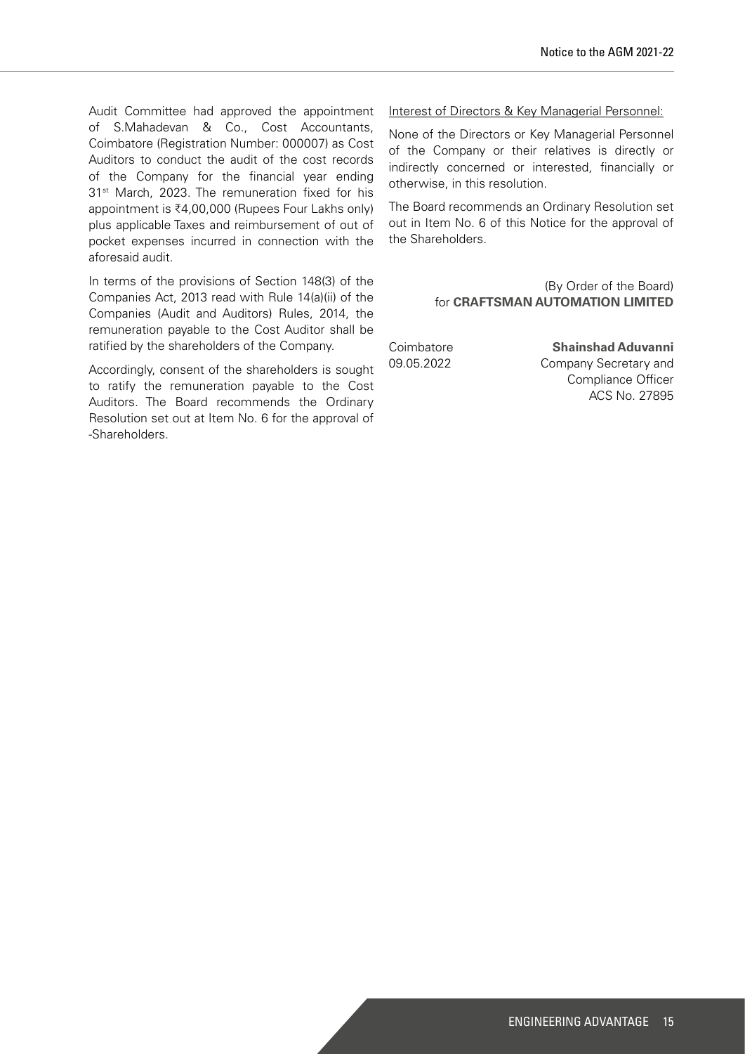Audit Committee had approved the appointment of S.Mahadevan & Co., Cost Accountants, Coimbatore (Registration Number: 000007) as Cost Auditors to conduct the audit of the cost records of the Company for the financial year ending 31st March, 2023. The remuneration fixed for his appointment is ₹4,00,000 (Rupees Four Lakhs only) plus applicable Taxes and reimbursement of out of pocket expenses incurred in connection with the aforesaid audit.

In terms of the provisions of Section 148(3) of the Companies Act, 2013 read with Rule 14(a)(ii) of the Companies (Audit and Auditors) Rules, 2014, the remuneration payable to the Cost Auditor shall be ratified by the shareholders of the Company.

Accordingly, consent of the shareholders is sought to ratify the remuneration payable to the Cost Auditors. The Board recommends the Ordinary Resolution set out at Item No. 6 for the approval of -Shareholders.

Interest of Directors & Key Managerial Personnel:

None of the Directors or Key Managerial Personnel of the Company or their relatives is directly or indirectly concerned or interested, financially or otherwise, in this resolution.

The Board recommends an Ordinary Resolution set out in Item No. 6 of this Notice for the approval of the Shareholders.

(By Order of the Board)
for **CRAFTSMAN AUTOMATION LIMITED**

Coimbatore
09.05.2022

**Shainshad Aduvanni**
Company Secretary and
Compliance Officer
ACS No. 27895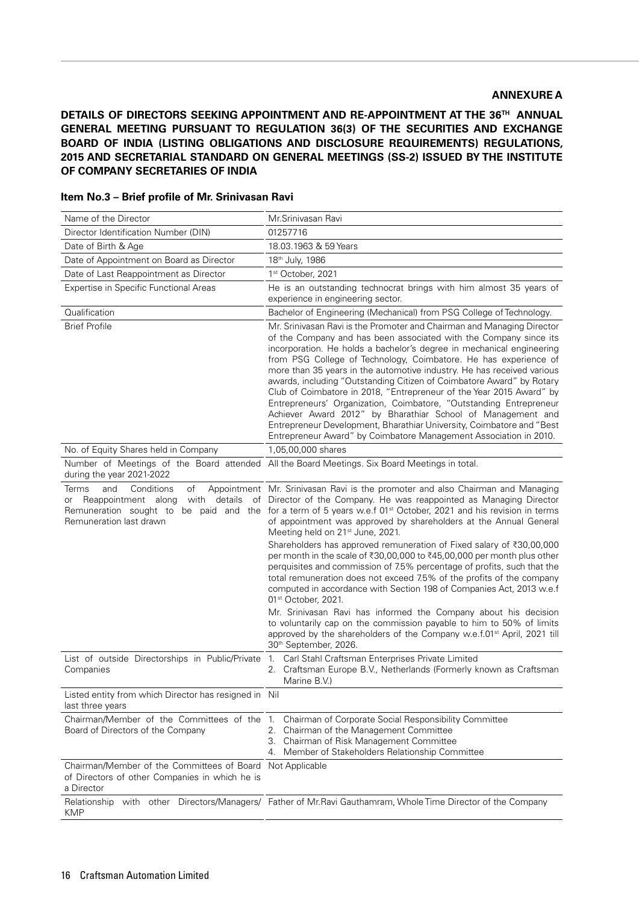**ANNEXURE A**

**DETAILS OF DIRECTORS SEEKING APPOINTMENT AND RE-APPOINTMENT AT THE 36TH ANNUAL GENERAL MEETING PURSUANT TO REGULATION 36(3) OF THE SECURITIES AND EXCHANGE BOARD OF INDIA (LISTING OBLIGATIONS AND DISCLOSURE REQUIREMENTS) REGULATIONS, 2015 AND SECRETARIAL STANDARD ON GENERAL MEETINGS (SS-2) ISSUED BY THE INSTITUTE OF COMPANY SECRETARIES OF INDIA**

**Item No.3 – Brief profile of Mr. Srinivasan Ravi**

| Name of the Director | Mr.Srinivasan Ravi |
|---|---|
| Director Identification Number (DIN) | 01257716 |
| Date of Birth & Age | 18.03.1963 & 59 Years |
| Date of Appointment on Board as Director | 18th July, 1986 |
| Date of Last Reappointment as Director | 1st October, 2021 |
| Expertise in Specific Functional Areas | He is an outstanding technocrat brings with him almost 35 years of experience in engineering sector. |
| Qualification | Bachelor of Engineering (Mechanical) from PSG College of Technology. |
| Brief Profile | Mr. Srinivasan Ravi is the Promoter and Chairman and Managing Director of the Company and has been associated with the Company since its incorporation. He holds a bachelor's degree in mechanical engineering from PSG College of Technology, Coimbatore. He has experience of more than 35 years in the automotive industry. He has received various awards, including "Outstanding Citizen of Coimbatore Award" by Rotary Club of Coimbatore in 2018, "Entrepreneur of the Year 2015 Award" by Entrepreneurs' Organization, Coimbatore, "Outstanding Entrepreneur Achiever Award 2012" by Bharathiar School of Management and Entrepreneur Development, Bharathiar University, Coimbatore and "Best Entrepreneur Award" by Coimbatore Management Association in 2010. |
| No. of Equity Shares held in Company | 1,05,00,000 shares |
| Number of Meetings of the Board attended during the year 2021-2022 | All the Board Meetings. Six Board Meetings in total. |
| Terms and Conditions of Appointment or Reappointment along with details of Remuneration sought to be paid and the Remuneration last drawn | Mr. Srinivasan Ravi is the promoter and also Chairman and Managing Director of the Company. He was reappointed as Managing Director for a term of 5 years w.e.f 01st October, 2021 and his revision in terms of appointment was approved by shareholders at the Annual General Meeting held on 21st June, 2021.<br>Shareholders has approved remuneration of Fixed salary of ₹30,00,000 per month in the scale of ₹30,00,000 to ₹45,00,000 per month plus other perquisites and commission of 7.5% percentage of profits, such that the total remuneration does not exceed 7.5% of the profits of the company computed in accordance with Section 198 of Companies Act, 2013 w.e.f 01st October, 2021.<br>Mr. Srinivasan Ravi has informed the Company about his decision to voluntarily cap on the commission payable to him to 50% of limits approved by the shareholders of the Company w.e.f.01st April, 2021 till 30th September, 2026. |
| List of outside Directorships in Public/Private Companies | 1. Carl Stahl Craftsman Enterprises Private Limited<br>2. Craftsman Europe B.V., Netherlands (Formerly known as Craftsman Marine B.V.) |
| Listed entity from which Director has resigned in last three years | Nil |
| Chairman/Member of the Committees of the Board of Directors of the Company | 1. Chairman of Corporate Social Responsibility Committee<br>2. Chairman of the Management Committee<br>3. Chairman of Risk Management Committee<br>4. Member of Stakeholders Relationship Committee |
| Chairman/Member of the Committees of Board of Directors of other Companies in which he is a Director | Not Applicable |
| Relationship with other Directors/Managers/KMP | Father of Mr.Ravi Gauthamram, Whole Time Director of the Company |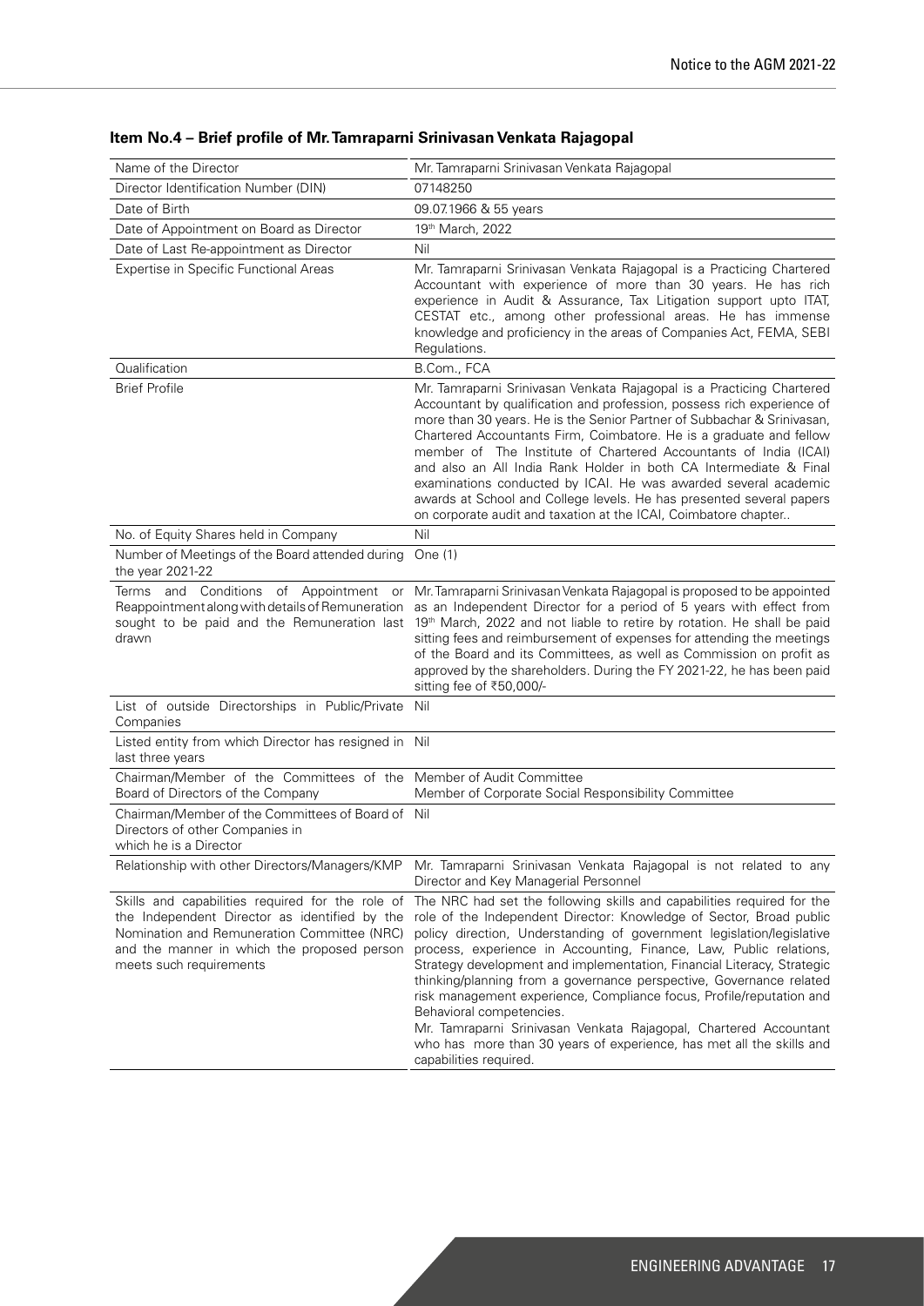## Item No.4 – Brief profile of Mr. Tamraparni Srinivasan Venkata Rajagopal

| | |
|---|---|
| Name of the Director | Mr. Tamraparni Srinivasan Venkata Rajagopal |
| Director Identification Number (DIN) | 07148250 |
| Date of Birth | 09.07.1966 & 55 years |
| Date of Appointment on Board as Director | 19th March, 2022 |
| Date of Last Re-appointment as Director | Nil |
| Expertise in Specific Functional Areas | Mr. Tamraparni Srinivasan Venkata Rajagopal is a Practicing Chartered Accountant with experience of more than 30 years. He has rich experience in Audit & Assurance, Tax Litigation support upto ITAT, CESTAT etc., among other professional areas. He has immense knowledge and proficiency in the areas of Companies Act, FEMA, SEBI Regulations. |
| Qualification | B.Com., FCA |
| Brief Profile | Mr. Tamraparni Srinivasan Venkata Rajagopal is a Practicing Chartered Accountant by qualification and profession, possess rich experience of more than 30 years. He is the Senior Partner of Subbachar & Srinivasan, Chartered Accountants Firm, Coimbatore. He is a graduate and fellow member of The Institute of Chartered Accountants of India (ICAI) and also an All India Rank Holder in both CA Intermediate & Final examinations conducted by ICAI. He was awarded several academic awards at School and College levels. He has presented several papers on corporate audit and taxation at the ICAI, Coimbatore chapter.. |
| No. of Equity Shares held in Company | Nil |
| Number of Meetings of the Board attended during the year 2021-22 | One (1) |
| Terms and Conditions of Appointment or Reappointment along with details of Remuneration sought to be paid and the Remuneration last drawn | Mr. Tamraparni Srinivasan Venkata Rajagopal is proposed to be appointed as an Independent Director for a period of 5 years with effect from 19th March, 2022 and not liable to retire by rotation. He shall be paid sitting fees and reimbursement of expenses for attending the meetings of the Board and its Committees, as well as Commission on profit as approved by the shareholders. During the FY 2021-22, he has been paid sitting fee of ₹50,000/- |
| List of outside Directorships in Public/Private Companies | Nil |
| Listed entity from which Director has resigned in last three years | Nil |
| Chairman/Member of the Committees of the Board of Directors of the Company | Member of Audit Committee<br>Member of Corporate Social Responsibility Committee |
| Chairman/Member of the Committees of Board of Directors of other Companies in which he is a Director | Nil |
| Relationship with other Directors/Managers/KMP | Mr. Tamraparni Srinivasan Venkata Rajagopal is not related to any Director and Key Managerial Personnel |
| Skills and capabilities required for the role of the Independent Director as identified by the Nomination and Remuneration Committee (NRC) and the manner in which the proposed person meets such requirements | The NRC had set the following skills and capabilities required for the role of the Independent Director: Knowledge of Sector, Broad public policy direction, Understanding of government legislation/legislative process, experience in Accounting, Finance, Law, Public relations, Strategy development and implementation, Financial Literacy, Strategic thinking/planning from a governance perspective, Governance related risk management experience, Compliance focus, Profile/reputation and Behavioral competencies.<br>Mr. Tamraparni Srinivasan Venkata Rajagopal, Chartered Accountant who has more than 30 years of experience, has met all the skills and capabilities required. |